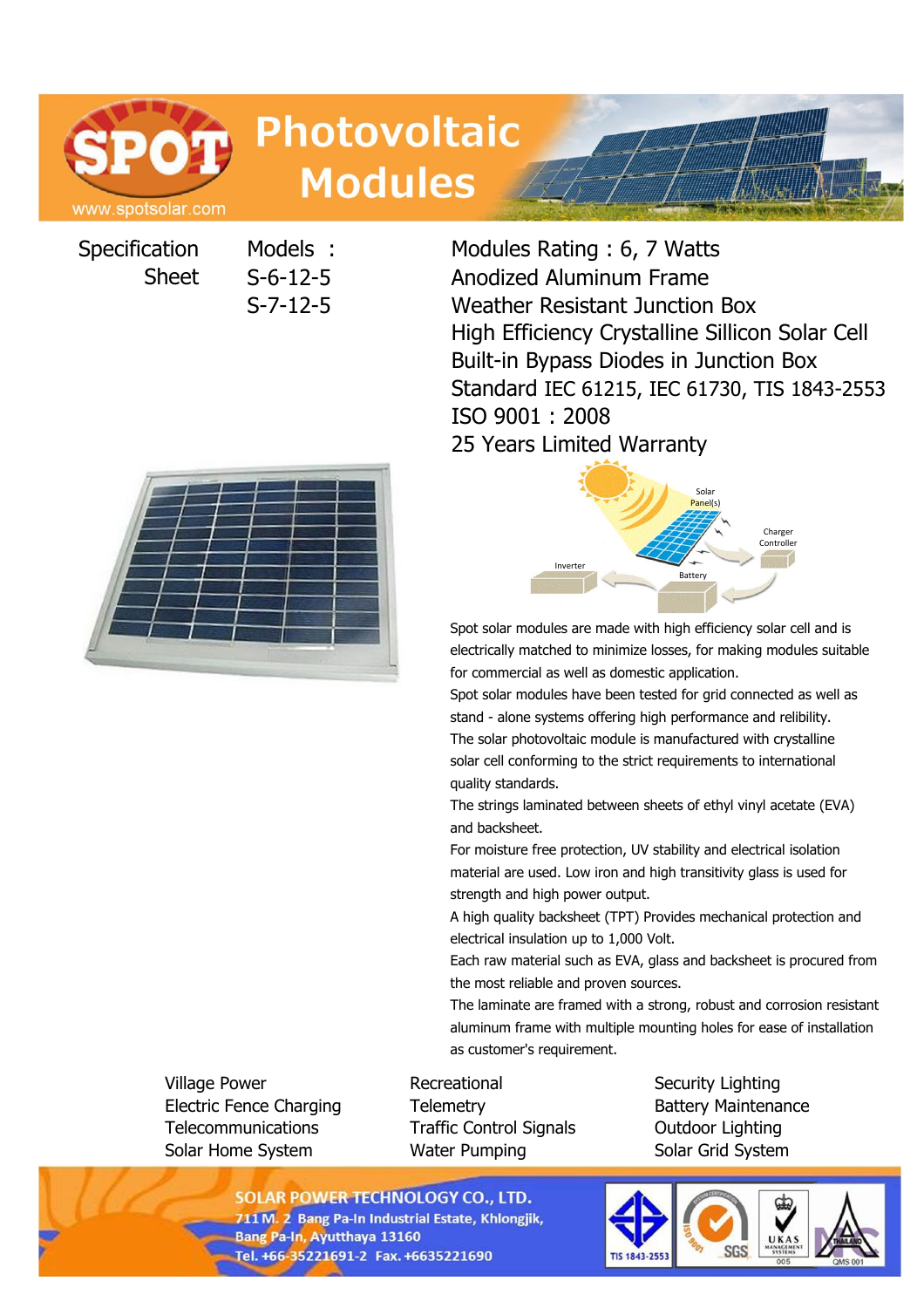# Photovoltaic Modules

www.spotsolar.com

Specification Sheet

Models :
S-6-12-5
S-7-12-5

Modules Rating : 6, 7 Watts
Anodized Aluminum Frame
Weather Resistant Junction Box
High Efficiency Crystalline Sillicon Solar Cell
Built-in Bypass Diodes in Junction Box
Standard IEC 61215, IEC 61730, TIS 1843-2553
ISO 9001 : 2008
25 Years Limited Warranty

Solar Panel(s)
Charger Controller
Inverter
Battery

Spot solar modules are made with high efficiency solar cell and is electrically matched to minimize losses, for making modules suitable for commercial as well as domestic application.
Spot solar modules have been tested for grid connected as well as stand - alone systems offering high performance and relibility.
The solar photovoltaic module is manufactured with crystalline solar cell conforming to the strict requirements to international quality standards.
The strings laminated between sheets of ethyl vinyl acetate (EVA) and backsheet.
For moisture free protection, UV stability and electrical isolation material are used. Low iron and high transitivity glass is used for strength and high power output.
A high quality backsheet (TPT) Provides mechanical protection and electrical insulation up to 1,000 Volt.
Each raw material such as EVA, glass and backsheet is procured from the most reliable and proven sources.
The laminate are framed with a strong, robust and corrosion resistant aluminum frame with multiple mounting holes for ease of installation as customer's requirement.

Village Power
Electric Fence Charging
Telecommunications
Solar Home System
Recreational
Telemetry
Traffic Control Signals
Water Pumping
Security Lighting
Battery Maintenance
Outdoor Lighting
Solar Grid System

**SOLAR POWER TECHNOLOGY CO., LTD.**
711 M. 2 Bang Pa-In Industrial Estate, Khlongjik,
Bang Pa-In, Ayutthaya 13160
Tel. +66-35221691-2 Fax. +6635221690

TIS 1843-2553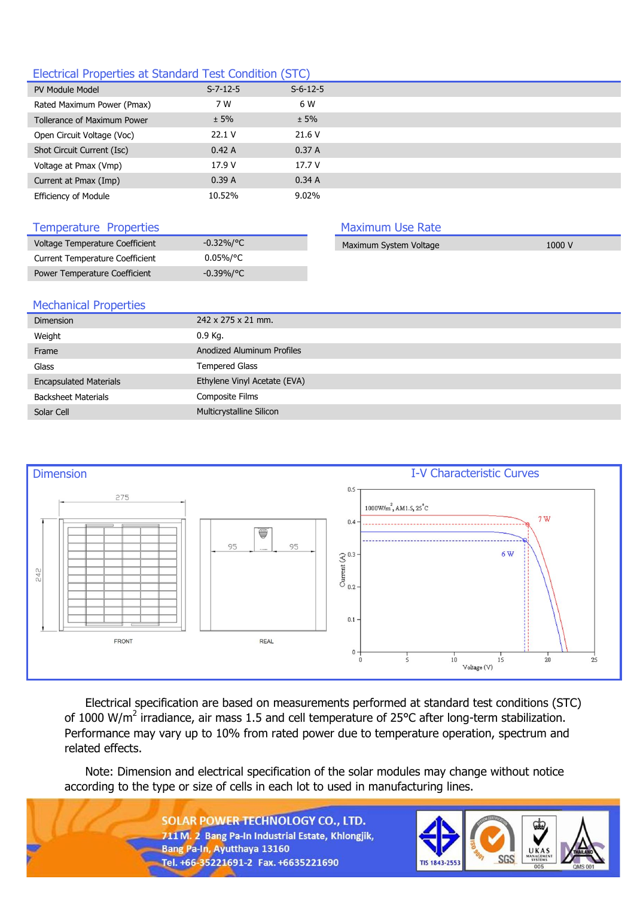## Electrical Properties at Standard Test Condition (STC)

| PV Module Model | S-7-12-5 | S-6-12-5 |
|---|---|---|
| Rated Maximum Power (Pmax) | 7 W | 6 W |
| Tollerance of Maximum Power | ± 5% | ± 5% |
| Open Circuit Voltage (Voc) | 22.1 V | 21.6 V |
| Shot Circuit Current (Isc) | 0.42 A | 0.37 A |
| Voltage at Pmax (Vmp) | 17.9 V | 17.7 V |
| Current at Pmax (Imp) | 0.39 A | 0.34 A |
| Efficiency of Module | 10.52% | 9.02% |

## Temperature Properties

| | |
|---|---|
| Voltage Temperature Coefficient | -0.32%/°C |
| Current Temperature Coefficient | 0.05%/°C |
| Power Temperature Coefficient | -0.39%/°C |

## Maximum Use Rate

| | |
|---|---|
| Maximum System Voltage | 1000 V |

## Mechanical Properties

| | |
|---|---|
| Dimension | 242 x 275 x 21 mm. |
| Weight | 0.9 Kg. |
| Frame | Anodized Aluminum Profiles |
| Glass | Tempered Glass |
| Encapsulated Materials | Ethylene Vinyl Acetate (EVA) |
| Backsheet Materials | Composite Films |
| Solar Cell | Multicrystalline Silicon |

## Dimension

275

242

95 95

FRONT

REAL

## I-V Characteristic Curves

1000W/m², AM1.5, 25°C

7 W

6 W

Current (A)

Voltage (V)

0.5 0.4 0.3 0.2 0.1 0

0 5 10 15 20 25

Electrical specification are based on measurements performed at standard test conditions (STC) of 1000 W/m² irradiance, air mass 1.5 and cell temperature of 25°C after long-term stabilization. Performance may vary up to 10% from rated power due to temperature operation, spectrum and related effects.

Note: Dimension and electrical specification of the solar modules may change without notice according to the type or size of cells in each lot to used in manufacturing lines.

**SOLAR POWER TECHNOLOGY CO., LTD.**
**711 M. 2 Bang Pa-In Industrial Estate, Khlongjik,**
**Bang Pa-In, Ayutthaya 13160**
**Tel. +66-35221691-2 Fax. +6635221690**

TIS 1843-2553 ISO 9001 SGS UKAS MANAGEMENT SYSTEMS 005 THAILAND QMS 001